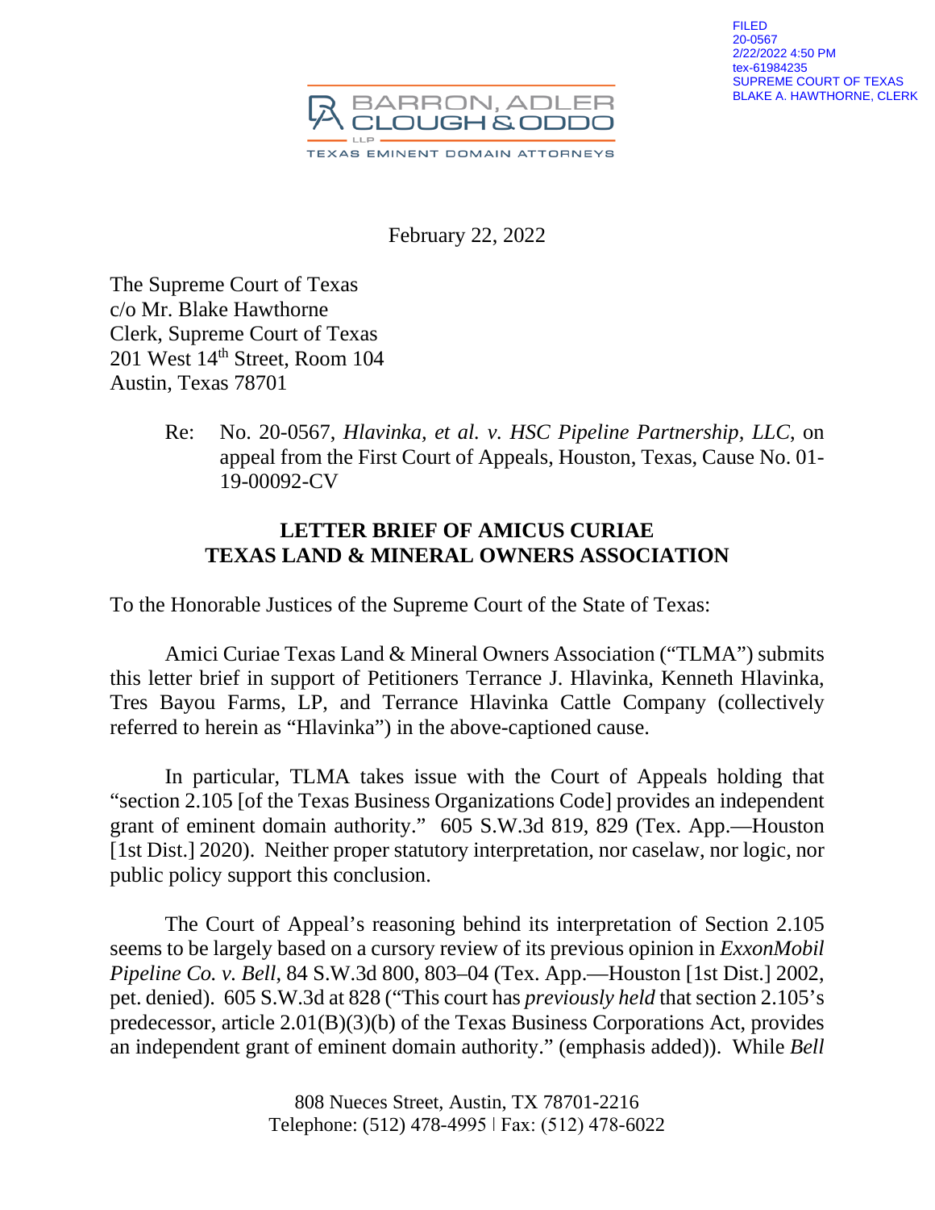FILED
20-0567
2/22/2022 4:50 PM
tex-61984235
SUPREME COURT OF TEXAS
BLAKE A. HAWTHORNE, CLERK

BARRON, ADLER
CLOUGH & ODDO
LLP
TEXAS EMINENT DOMAIN ATTORNEYS

February 22, 2022

The Supreme Court of Texas
c/o Mr. Blake Hawthorne
Clerk, Supreme Court of Texas
201 West 14th Street, Room 104
Austin, Texas 78701

Re: No. 20-0567, *Hlavinka, et al. v. HSC Pipeline Partnership, LLC*, on appeal from the First Court of Appeals, Houston, Texas, Cause No. 01-19-00092-CV

**LETTER BRIEF OF AMICUS CURIAE**
**TEXAS LAND & MINERAL OWNERS ASSOCIATION**

To the Honorable Justices of the Supreme Court of the State of Texas:

Amici Curiae Texas Land & Mineral Owners Association ("TLMA") submits this letter brief in support of Petitioners Terrance J. Hlavinka, Kenneth Hlavinka, Tres Bayou Farms, LP, and Terrance Hlavinka Cattle Company (collectively referred to herein as "Hlavinka") in the above-captioned cause.

In particular, TLMA takes issue with the Court of Appeals holding that "section 2.105 [of the Texas Business Organizations Code] provides an independent grant of eminent domain authority." 605 S.W.3d 819, 829 (Tex. App.—Houston [1st Dist.] 2020). Neither proper statutory interpretation, nor caselaw, nor logic, nor public policy support this conclusion.

The Court of Appeal's reasoning behind its interpretation of Section 2.105 seems to be largely based on a cursory review of its previous opinion in *ExxonMobil Pipeline Co. v. Bell*, 84 S.W.3d 800, 803–04 (Tex. App.—Houston [1st Dist.] 2002, pet. denied). 605 S.W.3d at 828 ("This court has *previously held* that section 2.105's predecessor, article 2.01(B)(3)(b) of the Texas Business Corporations Act, provides an independent grant of eminent domain authority." (emphasis added)). While *Bell*

808 Nueces Street, Austin, TX 78701-2216
Telephone: (512) 478-4995 | Fax: (512) 478-6022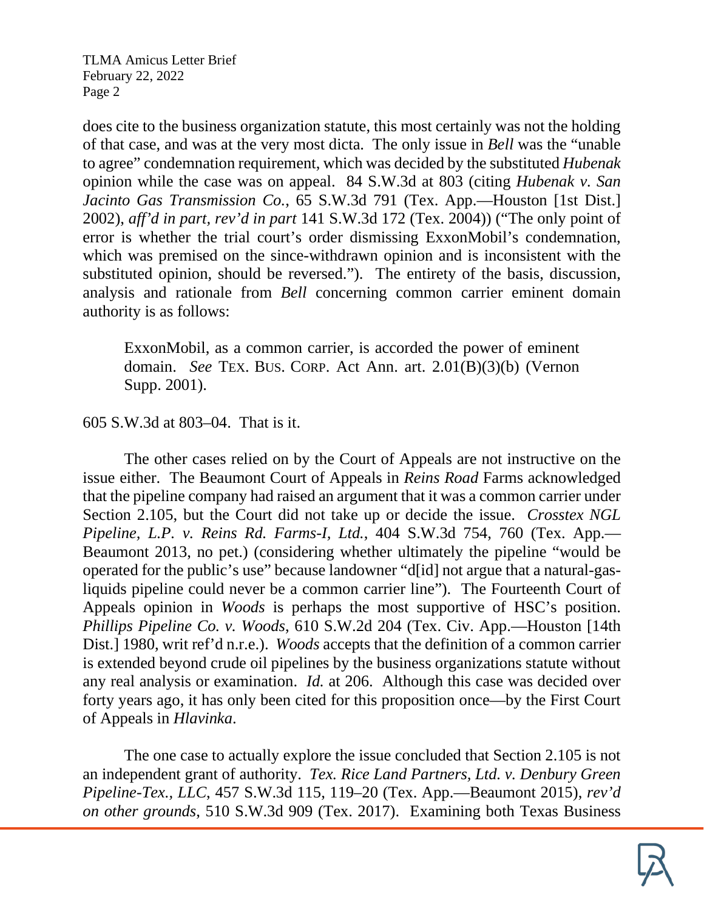does cite to the business organization statute, this most certainly was not the holding of that case, and was at the very most dicta. The only issue in *Bell* was the "unable to agree" condemnation requirement, which was decided by the substituted *Hubenak* opinion while the case was on appeal. 84 S.W.3d at 803 (citing *Hubenak v. San Jacinto Gas Transmission Co.*, 65 S.W.3d 791 (Tex. App.—Houston [1st Dist.] 2002), *aff'd in part, rev'd in part* 141 S.W.3d 172 (Tex. 2004)) ("The only point of error is whether the trial court's order dismissing ExxonMobil's condemnation, which was premised on the since-withdrawn opinion and is inconsistent with the substituted opinion, should be reversed."). The entirety of the basis, discussion, analysis and rationale from *Bell* concerning common carrier eminent domain authority is as follows:

> ExxonMobil, as a common carrier, is accorded the power of eminent domain. *See* TEX. BUS. CORP. Act Ann. art. 2.01(B)(3)(b) (Vernon Supp. 2001).

605 S.W.3d at 803–04. That is it.

The other cases relied on by the Court of Appeals are not instructive on the issue either. The Beaumont Court of Appeals in *Reins Road* Farms acknowledged that the pipeline company had raised an argument that it was a common carrier under Section 2.105, but the Court did not take up or decide the issue. *Crosstex NGL Pipeline, L.P. v. Reins Rd. Farms-I, Ltd.*, 404 S.W.3d 754, 760 (Tex. App.—Beaumont 2013, no pet.) (considering whether ultimately the pipeline "would be operated for the public's use" because landowner "d[id] not argue that a natural-gas-liquids pipeline could never be a common carrier line"). The Fourteenth Court of Appeals opinion in *Woods* is perhaps the most supportive of HSC's position. *Phillips Pipeline Co. v. Woods*, 610 S.W.2d 204 (Tex. Civ. App.—Houston [14th Dist.] 1980, writ ref'd n.r.e.). *Woods* accepts that the definition of a common carrier is extended beyond crude oil pipelines by the business organizations statute without any real analysis or examination. *Id.* at 206. Although this case was decided over forty years ago, it has only been cited for this proposition once—by the First Court of Appeals in *Hlavinka*.

The one case to actually explore the issue concluded that Section 2.105 is not an independent grant of authority. *Tex. Rice Land Partners, Ltd. v. Denbury Green Pipeline-Tex., LLC*, 457 S.W.3d 115, 119–20 (Tex. App.—Beaumont 2015), *rev'd on other grounds*, 510 S.W.3d 909 (Tex. 2017). Examining both Texas Business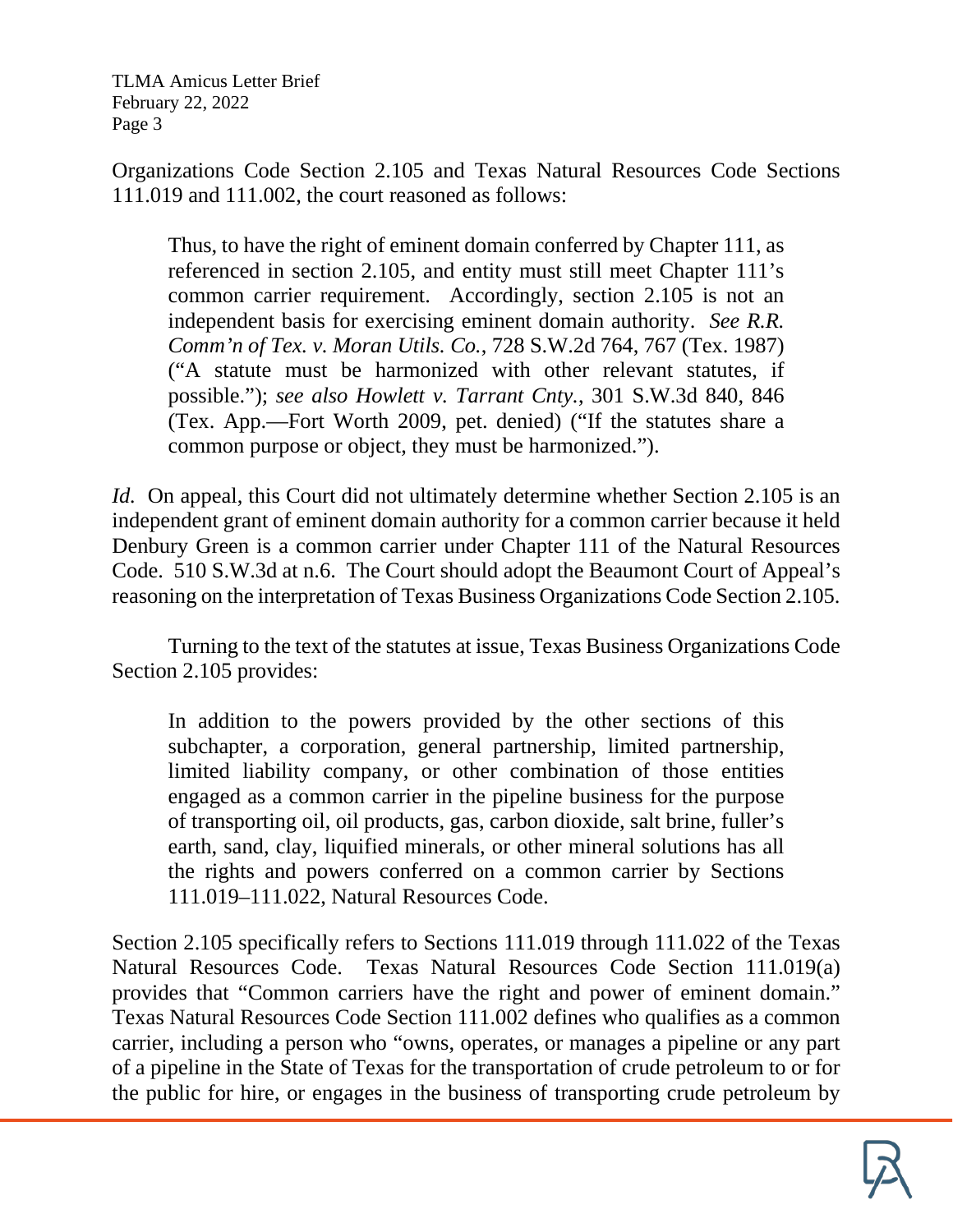Organizations Code Section 2.105 and Texas Natural Resources Code Sections 111.019 and 111.002, the court reasoned as follows:

> Thus, to have the right of eminent domain conferred by Chapter 111, as referenced in section 2.105, and entity must still meet Chapter 111's common carrier requirement. Accordingly, section 2.105 is not an independent basis for exercising eminent domain authority. *See R.R. Comm'n of Tex. v. Moran Utils. Co.*, 728 S.W.2d 764, 767 (Tex. 1987) ("A statute must be harmonized with other relevant statutes, if possible."); *see also Howlett v. Tarrant Cnty.*, 301 S.W.3d 840, 846 (Tex. App.—Fort Worth 2009, pet. denied) ("If the statutes share a common purpose or object, they must be harmonized.").

*Id.* On appeal, this Court did not ultimately determine whether Section 2.105 is an independent grant of eminent domain authority for a common carrier because it held Denbury Green is a common carrier under Chapter 111 of the Natural Resources Code. 510 S.W.3d at n.6. The Court should adopt the Beaumont Court of Appeal's reasoning on the interpretation of Texas Business Organizations Code Section 2.105.

Turning to the text of the statutes at issue, Texas Business Organizations Code Section 2.105 provides:

> In addition to the powers provided by the other sections of this subchapter, a corporation, general partnership, limited partnership, limited liability company, or other combination of those entities engaged as a common carrier in the pipeline business for the purpose of transporting oil, oil products, gas, carbon dioxide, salt brine, fuller's earth, sand, clay, liquified minerals, or other mineral solutions has all the rights and powers conferred on a common carrier by Sections 111.019–111.022, Natural Resources Code.

Section 2.105 specifically refers to Sections 111.019 through 111.022 of the Texas Natural Resources Code. Texas Natural Resources Code Section 111.019(a) provides that "Common carriers have the right and power of eminent domain." Texas Natural Resources Code Section 111.002 defines who qualifies as a common carrier, including a person who "owns, operates, or manages a pipeline or any part of a pipeline in the State of Texas for the transportation of crude petroleum to or for the public for hire, or engages in the business of transporting crude petroleum by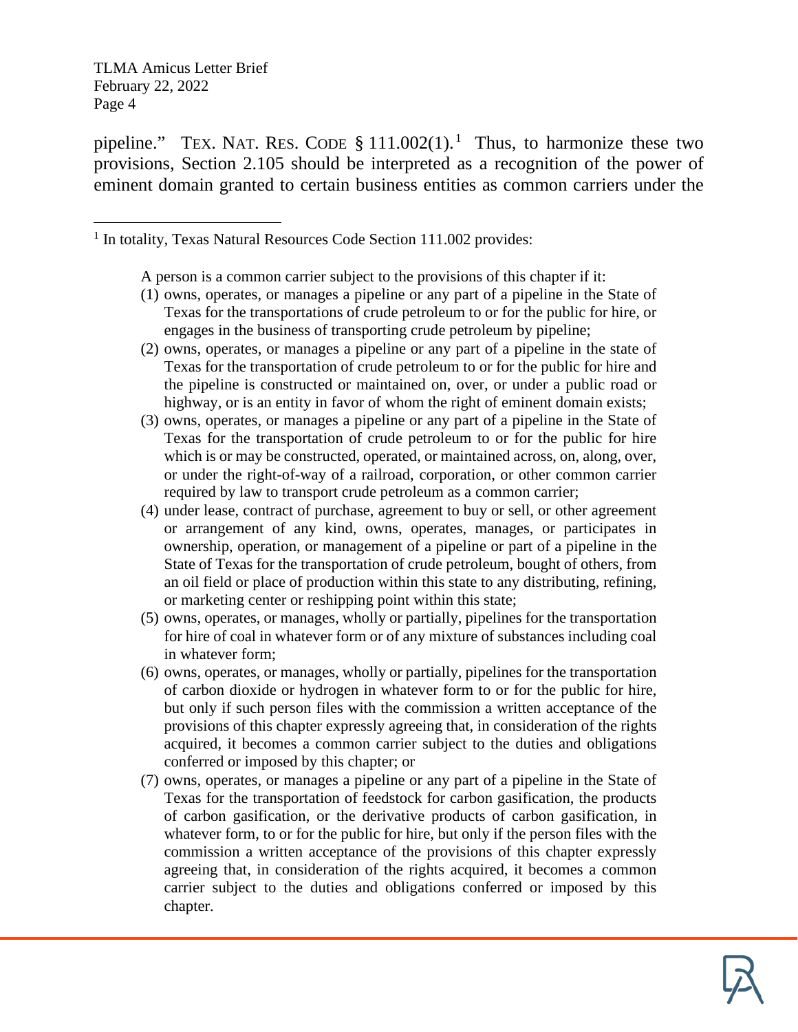pipeline." TEX. NAT. RES. CODE § 111.002(1).[1] Thus, to harmonize these two provisions, Section 2.105 should be interpreted as a recognition of the power of eminent domain granted to certain business entities as common carriers under the

---

[1] In totality, Texas Natural Resources Code Section 111.002 provides:

> A person is a common carrier subject to the provisions of this chapter if it:
>
> (1) owns, operates, or manages a pipeline or any part of a pipeline in the State of Texas for the transportations of crude petroleum to or for the public for hire, or engages in the business of transporting crude petroleum by pipeline;
>
> (2) owns, operates, or manages a pipeline or any part of a pipeline in the state of Texas for the transportation of crude petroleum to or for the public for hire and the pipeline is constructed or maintained on, over, or under a public road or highway, or is an entity in favor of whom the right of eminent domain exists;
>
> (3) owns, operates, or manages a pipeline or any part of a pipeline in the State of Texas for the transportation of crude petroleum to or for the public for hire which is or may be constructed, operated, or maintained across, on, along, over, or under the right-of-way of a railroad, corporation, or other common carrier required by law to transport crude petroleum as a common carrier;
>
> (4) under lease, contract of purchase, agreement to buy or sell, or other agreement or arrangement of any kind, owns, operates, manages, or participates in ownership, operation, or management of a pipeline or part of a pipeline in the State of Texas for the transportation of crude petroleum, bought of others, from an oil field or place of production within this state to any distributing, refining, or marketing center or reshipping point within this state;
>
> (5) owns, operates, or manages, wholly or partially, pipelines for the transportation for hire of coal in whatever form or of any mixture of substances including coal in whatever form;
>
> (6) owns, operates, or manages, wholly or partially, pipelines for the transportation of carbon dioxide or hydrogen in whatever form to or for the public for hire, but only if such person files with the commission a written acceptance of the provisions of this chapter expressly agreeing that, in consideration of the rights acquired, it becomes a common carrier subject to the duties and obligations conferred or imposed by this chapter; or
>
> (7) owns, operates, or manages a pipeline or any part of a pipeline in the State of Texas for the transportation of feedstock for carbon gasification, the products of carbon gasification, or the derivative products of carbon gasification, in whatever form, to or for the public for hire, but only if the person files with the commission a written acceptance of the provisions of this chapter expressly agreeing that, in consideration of the rights acquired, it becomes a common carrier subject to the duties and obligations conferred or imposed by this chapter.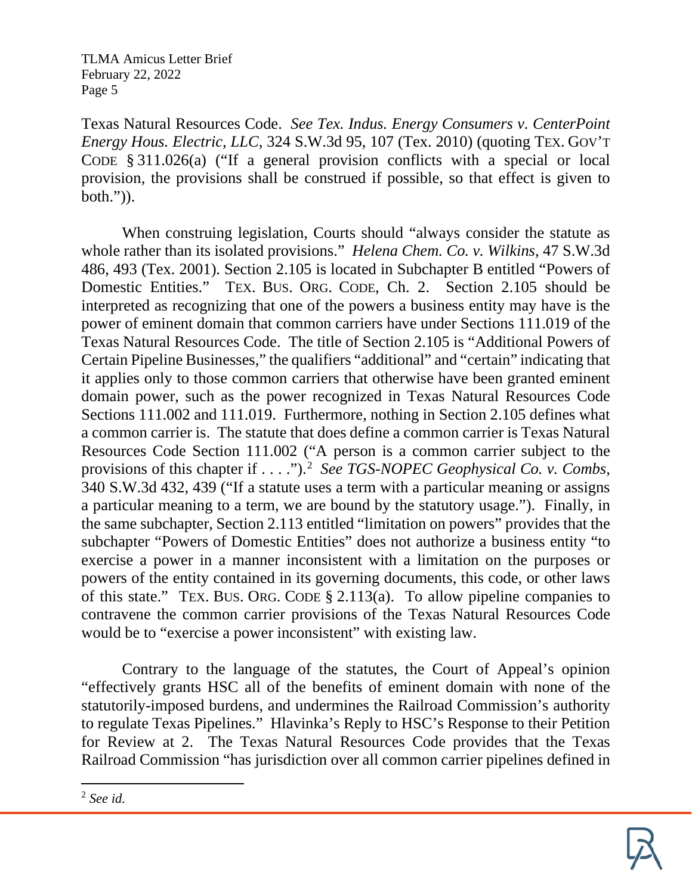Texas Natural Resources Code. *See Tex. Indus. Energy Consumers v. CenterPoint Energy Hous. Electric, LLC*, 324 S.W.3d 95, 107 (Tex. 2010) (quoting TEX. GOV'T CODE § 311.026(a) ("If a general provision conflicts with a special or local provision, the provisions shall be construed if possible, so that effect is given to both.")).

When construing legislation, Courts should "always consider the statute as whole rather than its isolated provisions." *Helena Chem. Co. v. Wilkins*, 47 S.W.3d 486, 493 (Tex. 2001). Section 2.105 is located in Subchapter B entitled "Powers of Domestic Entities." TEX. BUS. ORG. CODE, Ch. 2. Section 2.105 should be interpreted as recognizing that one of the powers a business entity may have is the power of eminent domain that common carriers have under Sections 111.019 of the Texas Natural Resources Code. The title of Section 2.105 is "Additional Powers of Certain Pipeline Businesses," the qualifiers "additional" and "certain" indicating that it applies only to those common carriers that otherwise have been granted eminent domain power, such as the power recognized in Texas Natural Resources Code Sections 111.002 and 111.019. Furthermore, nothing in Section 2.105 defines what a common carrier is. The statute that does define a common carrier is Texas Natural Resources Code Section 111.002 ("A person is a common carrier subject to the provisions of this chapter if . . . .").[2] *See TGS-NOPEC Geophysical Co. v. Combs*, 340 S.W.3d 432, 439 ("If a statute uses a term with a particular meaning or assigns a particular meaning to a term, we are bound by the statutory usage."). Finally, in the same subchapter, Section 2.113 entitled "limitation on powers" provides that the subchapter "Powers of Domestic Entities" does not authorize a business entity "to exercise a power in a manner inconsistent with a limitation on the purposes or powers of the entity contained in its governing documents, this code, or other laws of this state." TEX. BUS. ORG. CODE § 2.113(a). To allow pipeline companies to contravene the common carrier provisions of the Texas Natural Resources Code would be to "exercise a power inconsistent" with existing law.

Contrary to the language of the statutes, the Court of Appeal's opinion "effectively grants HSC all of the benefits of eminent domain with none of the statutorily-imposed burdens, and undermines the Railroad Commission's authority to regulate Texas Pipelines." Hlavinka's Reply to HSC's Response to their Petition for Review at 2. The Texas Natural Resources Code provides that the Texas Railroad Commission "has jurisdiction over all common carrier pipelines defined in

[2] *See id.*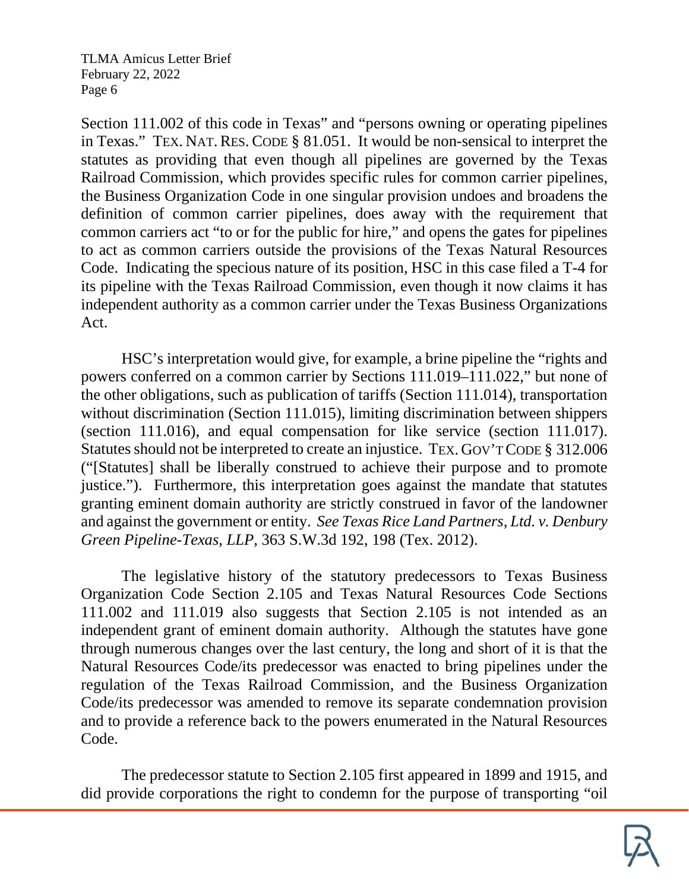Section 111.002 of this code in Texas" and "persons owning or operating pipelines in Texas." TEX. NAT. RES. CODE § 81.051. It would be non-sensical to interpret the statutes as providing that even though all pipelines are governed by the Texas Railroad Commission, which provides specific rules for common carrier pipelines, the Business Organization Code in one singular provision undoes and broadens the definition of common carrier pipelines, does away with the requirement that common carriers act "to or for the public for hire," and opens the gates for pipelines to act as common carriers outside the provisions of the Texas Natural Resources Code. Indicating the specious nature of its position, HSC in this case filed a T-4 for its pipeline with the Texas Railroad Commission, even though it now claims it has independent authority as a common carrier under the Texas Business Organizations Act.

HSC's interpretation would give, for example, a brine pipeline the "rights and powers conferred on a common carrier by Sections 111.019–111.022," but none of the other obligations, such as publication of tariffs (Section 111.014), transportation without discrimination (Section 111.015), limiting discrimination between shippers (section 111.016), and equal compensation for like service (section 111.017). Statutes should not be interpreted to create an injustice. TEX. GOV'T CODE § 312.006 ("[Statutes] shall be liberally construed to achieve their purpose and to promote justice."). Furthermore, this interpretation goes against the mandate that statutes granting eminent domain authority are strictly construed in favor of the landowner and against the government or entity. *See Texas Rice Land Partners, Ltd. v. Denbury Green Pipeline-Texas, LLP*, 363 S.W.3d 192, 198 (Tex. 2012).

The legislative history of the statutory predecessors to Texas Business Organization Code Section 2.105 and Texas Natural Resources Code Sections 111.002 and 111.019 also suggests that Section 2.105 is not intended as an independent grant of eminent domain authority. Although the statutes have gone through numerous changes over the last century, the long and short of it is that the Natural Resources Code/its predecessor was enacted to bring pipelines under the regulation of the Texas Railroad Commission, and the Business Organization Code/its predecessor was amended to remove its separate condemnation provision and to provide a reference back to the powers enumerated in the Natural Resources Code.

The predecessor statute to Section 2.105 first appeared in 1899 and 1915, and did provide corporations the right to condemn for the purpose of transporting "oil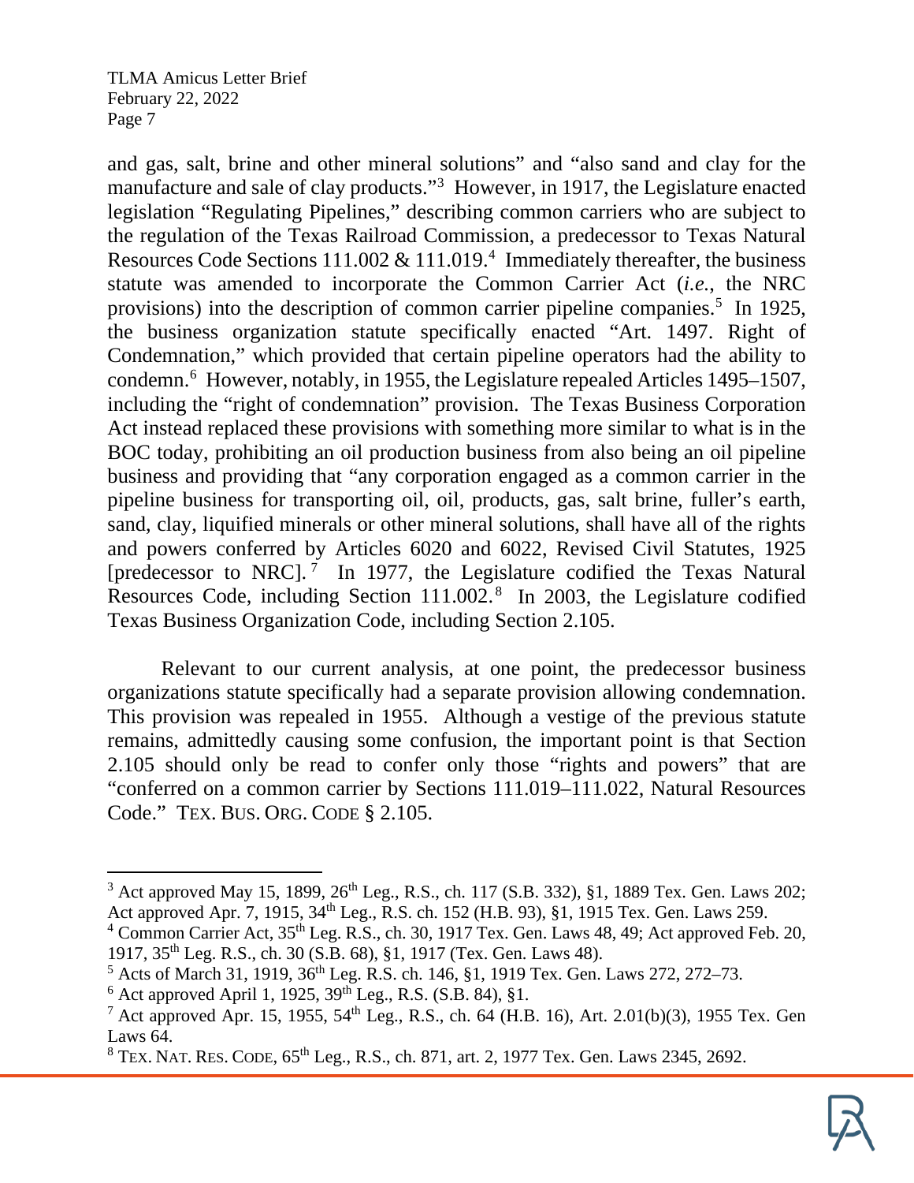and gas, salt, brine and other mineral solutions" and "also sand and clay for the manufacture and sale of clay products."[3] However, in 1917, the Legislature enacted legislation "Regulating Pipelines," describing common carriers who are subject to the regulation of the Texas Railroad Commission, a predecessor to Texas Natural Resources Code Sections 111.002 & 111.019.[4] Immediately thereafter, the business statute was amended to incorporate the Common Carrier Act (*i.e.*, the NRC provisions) into the description of common carrier pipeline companies.[5] In 1925, the business organization statute specifically enacted "Art. 1497. Right of Condemnation," which provided that certain pipeline operators had the ability to condemn.[6] However, notably, in 1955, the Legislature repealed Articles 1495–1507, including the "right of condemnation" provision. The Texas Business Corporation Act instead replaced these provisions with something more similar to what is in the BOC today, prohibiting an oil production business from also being an oil pipeline business and providing that "any corporation engaged as a common carrier in the pipeline business for transporting oil, oil, products, gas, salt brine, fuller's earth, sand, clay, liquified minerals or other mineral solutions, shall have all of the rights and powers conferred by Articles 6020 and 6022, Revised Civil Statutes, 1925 [predecessor to NRC].[7] In 1977, the Legislature codified the Texas Natural Resources Code, including Section 111.002.[8] In 2003, the Legislature codified Texas Business Organization Code, including Section 2.105.

Relevant to our current analysis, at one point, the predecessor business organizations statute specifically had a separate provision allowing condemnation. This provision was repealed in 1955. Although a vestige of the previous statute remains, admittedly causing some confusion, the important point is that Section 2.105 should only be read to confer only those "rights and powers" that are "conferred on a common carrier by Sections 111.019–111.022, Natural Resources Code." TEX. BUS. ORG. CODE § 2.105.

---

[3] Act approved May 15, 1899, 26th Leg., R.S., ch. 117 (S.B. 332), §1, 1889 Tex. Gen. Laws 202; Act approved Apr. 7, 1915, 34th Leg., R.S. ch. 152 (H.B. 93), §1, 1915 Tex. Gen. Laws 259.

[4] Common Carrier Act, 35th Leg. R.S., ch. 30, 1917 Tex. Gen. Laws 48, 49; Act approved Feb. 20, 1917, 35th Leg. R.S., ch. 30 (S.B. 68), §1, 1917 (Tex. Gen. Laws 48).

[5] Acts of March 31, 1919, 36th Leg. R.S. ch. 146, §1, 1919 Tex. Gen. Laws 272, 272–73.

[6] Act approved April 1, 1925, 39th Leg., R.S. (S.B. 84), §1.

[7] Act approved Apr. 15, 1955, 54th Leg., R.S., ch. 64 (H.B. 16), Art. 2.01(b)(3), 1955 Tex. Gen Laws 64.

[8] TEX. NAT. RES. CODE, 65th Leg., R.S., ch. 871, art. 2, 1977 Tex. Gen. Laws 2345, 2692.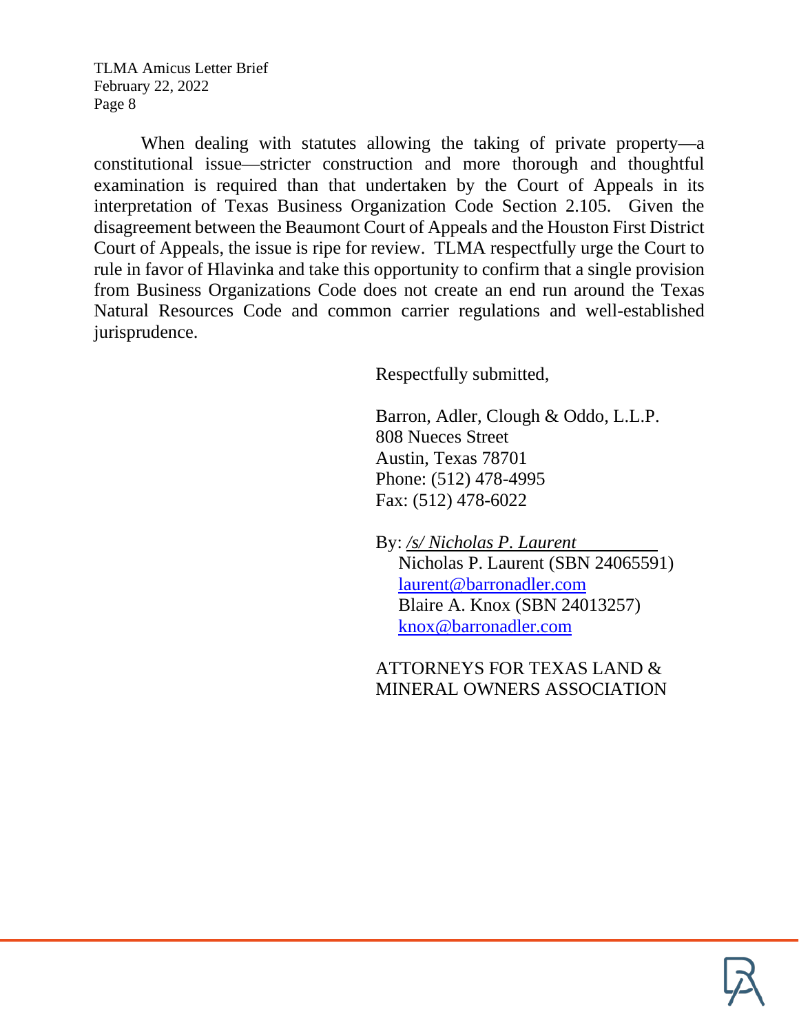When dealing with statutes allowing the taking of private property—a constitutional issue—stricter construction and more thorough and thoughtful examination is required than that undertaken by the Court of Appeals in its interpretation of Texas Business Organization Code Section 2.105. Given the disagreement between the Beaumont Court of Appeals and the Houston First District Court of Appeals, the issue is ripe for review. TLMA respectfully urge the Court to rule in favor of Hlavinka and take this opportunity to confirm that a single provision from Business Organizations Code does not create an end run around the Texas Natural Resources Code and common carrier regulations and well-established jurisprudence.

Respectfully submitted,

Barron, Adler, Clough & Oddo, L.L.P.
808 Nueces Street
Austin, Texas 78701
Phone: (512) 478-4995
Fax: (512) 478-6022

By: */s/ Nicholas P. Laurent*
Nicholas P. Laurent (SBN 24065591)
laurent@barronadler.com
Blaire A. Knox (SBN 24013257)
knox@barronadler.com

ATTORNEYS FOR TEXAS LAND & MINERAL OWNERS ASSOCIATION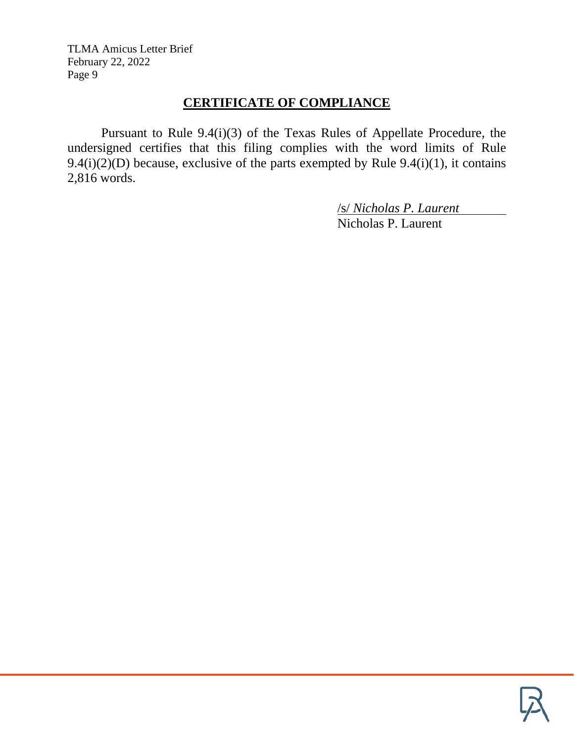## CERTIFICATE OF COMPLIANCE

Pursuant to Rule 9.4(i)(3) of the Texas Rules of Appellate Procedure, the undersigned certifies that this filing complies with the word limits of Rule 9.4(i)(2)(D) because, exclusive of the parts exempted by Rule 9.4(i)(1), it contains 2,816 words.

/s/ *Nicholas P. Laurent*
Nicholas P. Laurent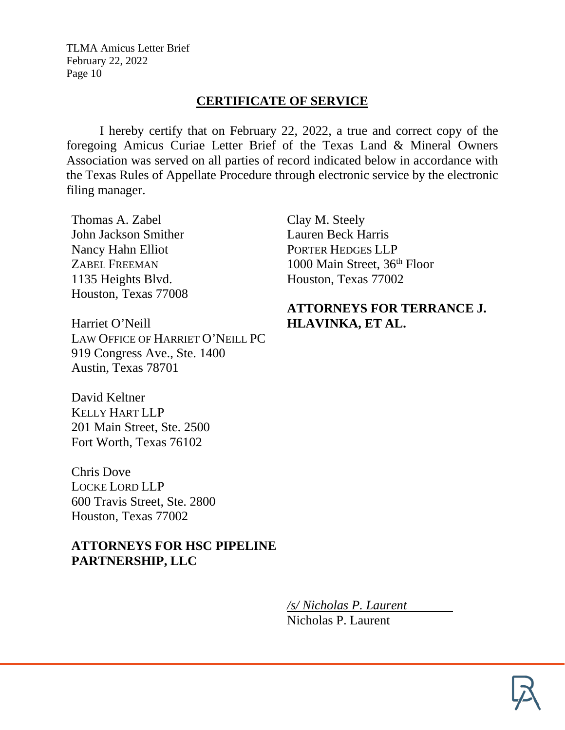## CERTIFICATE OF SERVICE

I hereby certify that on February 22, 2022, a true and correct copy of the foregoing Amicus Curiae Letter Brief of the Texas Land & Mineral Owners Association was served on all parties of record indicated below in accordance with the Texas Rules of Appellate Procedure through electronic service by the electronic filing manager.

Thomas A. Zabel
John Jackson Smither
Nancy Hahn Elliot
ZABEL FREEMAN
1135 Heights Blvd.
Houston, Texas 77008

Harriet O'Neill
LAW OFFICE OF HARRIET O'NEILL PC
919 Congress Ave., Ste. 1400
Austin, Texas 78701

David Keltner
KELLY HART LLP
201 Main Street, Ste. 2500
Fort Worth, Texas 76102

Chris Dove
LOCKE LORD LLP
600 Travis Street, Ste. 2800
Houston, Texas 77002

**ATTORNEYS FOR HSC PIPELINE PARTNERSHIP, LLC**

Clay M. Steely
Lauren Beck Harris
PORTER HEDGES LLP
1000 Main Street, 36th Floor
Houston, Texas 77002

**ATTORNEYS FOR TERRANCE J. HLAVINKA, ET AL.**

*/s/ Nicholas P. Laurent*
Nicholas P. Laurent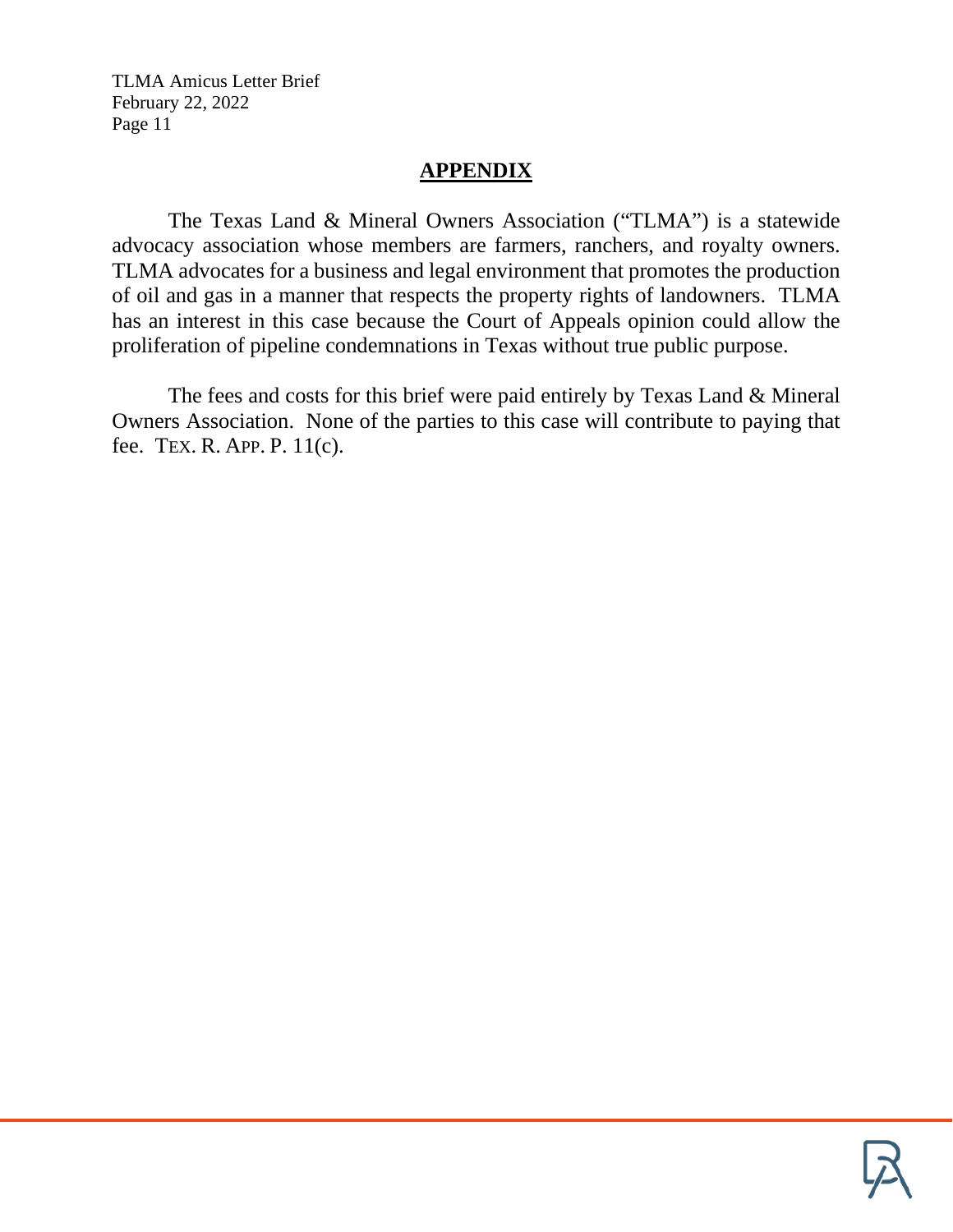## APPENDIX

The Texas Land & Mineral Owners Association ("TLMA") is a statewide advocacy association whose members are farmers, ranchers, and royalty owners. TLMA advocates for a business and legal environment that promotes the production of oil and gas in a manner that respects the property rights of landowners. TLMA has an interest in this case because the Court of Appeals opinion could allow the proliferation of pipeline condemnations in Texas without true public purpose.

The fees and costs for this brief were paid entirely by Texas Land & Mineral Owners Association. None of the parties to this case will contribute to paying that fee. TEX. R. APP. P. 11(c).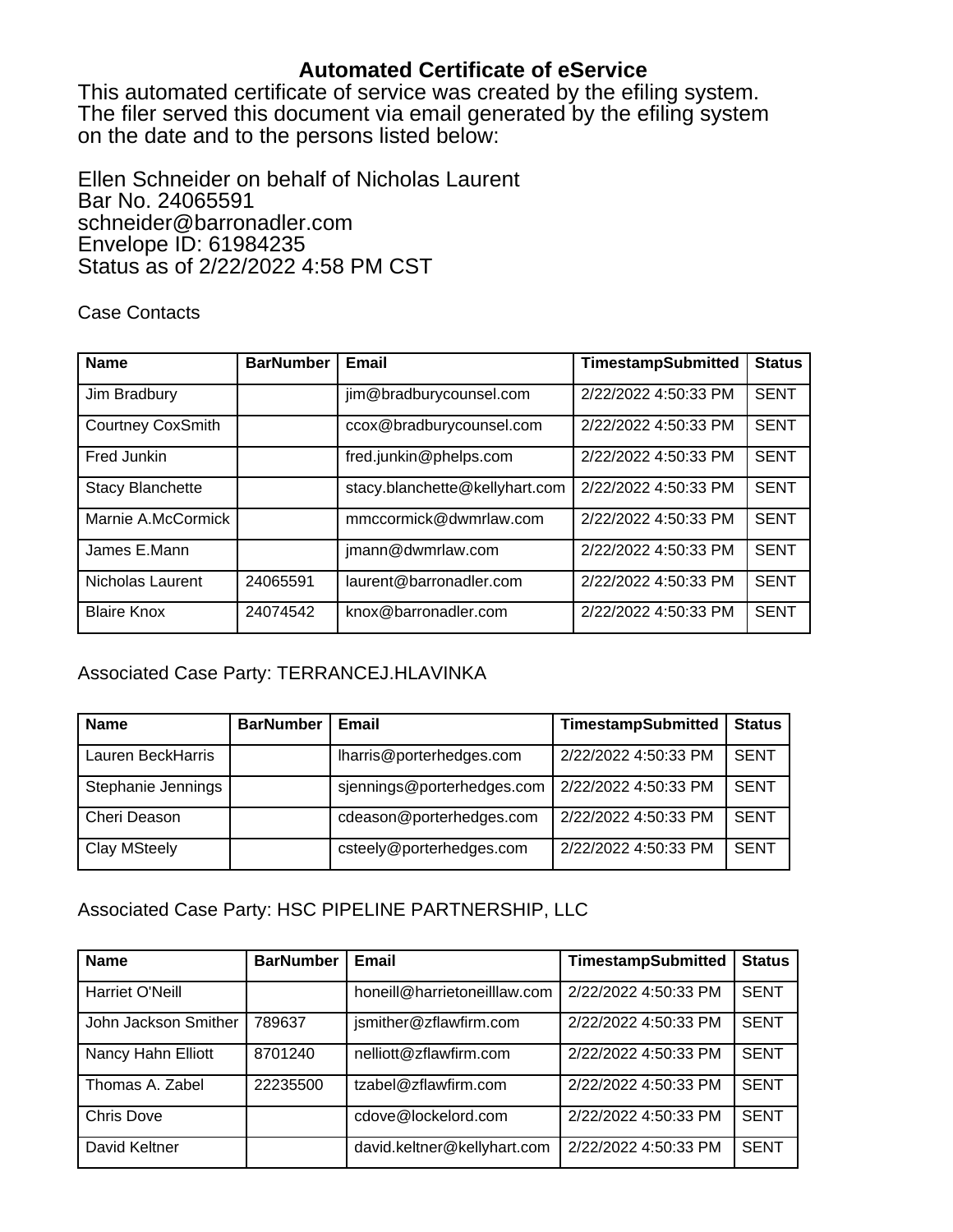# Automated Certificate of eService

This automated certificate of service was created by the efiling system. The filer served this document via email generated by the efiling system on the date and to the persons listed below:

Ellen Schneider on behalf of Nicholas Laurent
Bar No. 24065591
schneider@barronadler.com
Envelope ID: 61984235
Status as of 2/22/2022 4:58 PM CST

Case Contacts

| Name | BarNumber | Email | TimestampSubmitted | Status |
|---|---|---|---|---|
| Jim Bradbury | | jim@bradburycounsel.com | 2/22/2022 4:50:33 PM | SENT |
| Courtney CoxSmith | | ccox@bradburycounsel.com | 2/22/2022 4:50:33 PM | SENT |
| Fred Junkin | | fred.junkin@phelps.com | 2/22/2022 4:50:33 PM | SENT |
| Stacy Blanchette | | stacy.blanchette@kellyhart.com | 2/22/2022 4:50:33 PM | SENT |
| Marnie A.McCormick | | mmccormick@dwmrlaw.com | 2/22/2022 4:50:33 PM | SENT |
| James E.Mann | | jmann@dwmrlaw.com | 2/22/2022 4:50:33 PM | SENT |
| Nicholas Laurent | 24065591 | laurent@barronadler.com | 2/22/2022 4:50:33 PM | SENT |
| Blaire Knox | 24074542 | knox@barronadler.com | 2/22/2022 4:50:33 PM | SENT |

Associated Case Party: TERRANCEJ.HLAVINKA

| Name | BarNumber | Email | TimestampSubmitted | Status |
|---|---|---|---|---|
| Lauren BeckHarris | | lharris@porterhedges.com | 2/22/2022 4:50:33 PM | SENT |
| Stephanie Jennings | | sjennings@porterhedges.com | 2/22/2022 4:50:33 PM | SENT |
| Cheri Deason | | cdeason@porterhedges.com | 2/22/2022 4:50:33 PM | SENT |
| Clay MSteely | | csteely@porterhedges.com | 2/22/2022 4:50:33 PM | SENT |

Associated Case Party: HSC PIPELINE PARTNERSHIP, LLC

| Name | BarNumber | Email | TimestampSubmitted | Status |
|---|---|---|---|---|
| Harriet O'Neill | | honeill@harrietoneilllaw.com | 2/22/2022 4:50:33 PM | SENT |
| John Jackson Smither | 789637 | jsmither@zflawfirm.com | 2/22/2022 4:50:33 PM | SENT |
| Nancy Hahn Elliott | 8701240 | nelliott@zflawfirm.com | 2/22/2022 4:50:33 PM | SENT |
| Thomas A. Zabel | 22235500 | tzabel@zflawfirm.com | 2/22/2022 4:50:33 PM | SENT |
| Chris Dove | | cdove@lockelord.com | 2/22/2022 4:50:33 PM | SENT |
| David Keltner | | david.keltner@kellyhart.com | 2/22/2022 4:50:33 PM | SENT |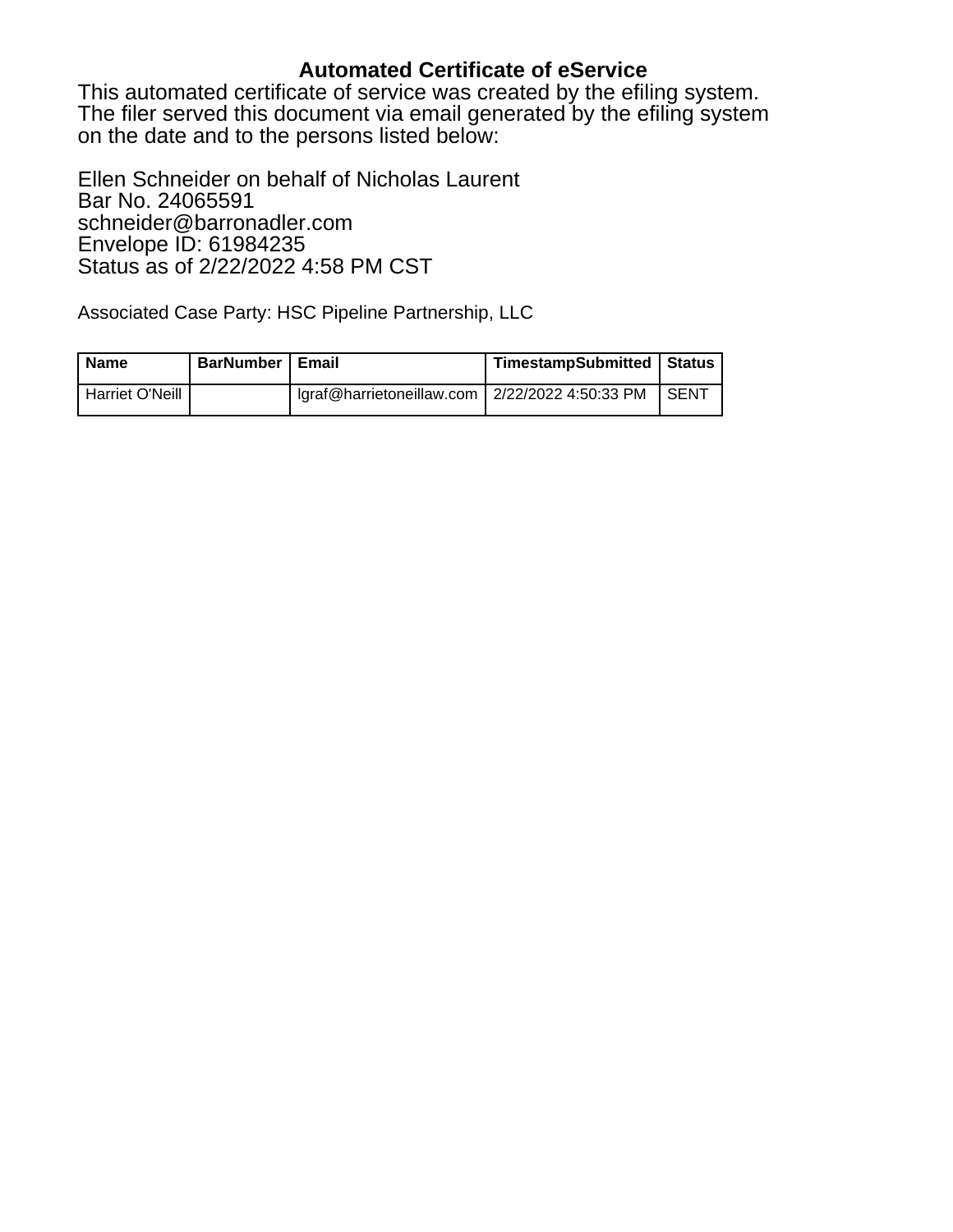## Automated Certificate of eService

This automated certificate of service was created by the efiling system. The filer served this document via email generated by the efiling system on the date and to the persons listed below:

Ellen Schneider on behalf of Nicholas Laurent
Bar No. 24065591
schneider@barronadler.com
Envelope ID: 61984235
Status as of 2/22/2022 4:58 PM CST

Associated Case Party: HSC Pipeline Partnership, LLC

| Name | BarNumber | Email | TimestampSubmitted | Status |
|---|---|---|---|---|
| Harriet O'Neill | | lgraf@harrietoneillaw.com | 2/22/2022 4:50:33 PM | SENT |